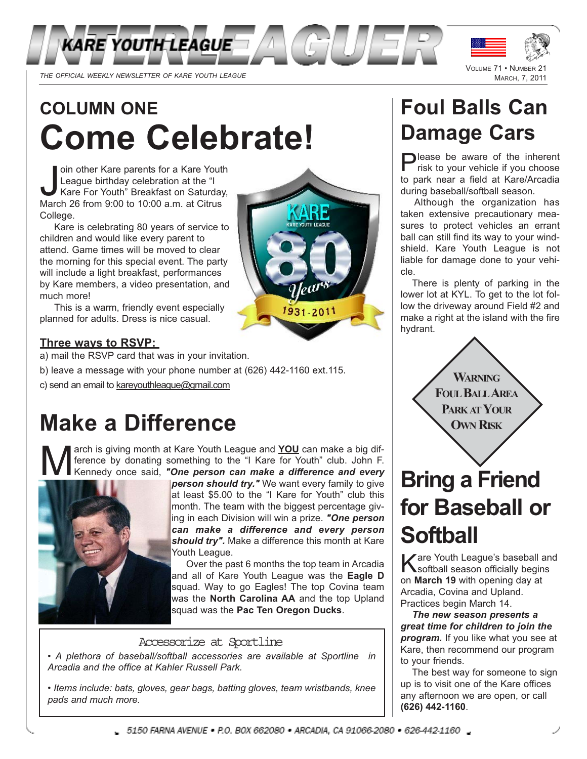# INTERLEAGUER

KARE YOUTH LEAGUE

*THE OFFICIAL WEEKLY NEWSLETTER OF KARE YOUTH LEAGUE*

VOLUME 71 • NUMBER 21
MARCH, 7, 2011

## COLUMN ONE
# Come Celebrate!

Join other Kare parents for a Kare Youth League birthday celebration at the "I Kare For Youth" Breakfast on Saturday, March 26 from 9:00 to 10:00 a.m. at Citrus College.

Kare is celebrating 80 years of service to children and would like every parent to attend. Game times will be moved to clear the morning for this special event. The party will include a light breakfast, performances by Kare members, a video presentation, and much more!

This is a warm, friendly event especially planned for adults. Dress is nice casual.

KARE KARE YOUTH LEAGUE 80 Years 1931-2011

**Three ways to RSVP:**

a) mail the RSVP card that was in your invitation.

b) leave a message with your phone number at (626) 442-1160 ext.115.

c) send an email to kareyouthleague@gmail.com

# Make a Difference

March is giving month at Kare Youth League and **YOU** can make a big difference by donating something to the "I Kare for Youth" club. John F. Kennedy once said, ***"One person can make a difference and every person should try."*** We want every family to give at least $5.00 to the "I Kare for Youth" club this month. The team with the biggest percentage giving in each Division will win a prize. ***"One person can make a difference and every person should try".*** Make a difference this month at Kare Youth League.

Over the past 6 months the top team in Arcadia and all of Kare Youth League was the **Eagle D** squad. Way to go Eagles! The top Covina team was the **North Carolina AA** and the top Upland squad was the **Pac Ten Oregon Ducks**.

### Accessorize at Sportline

- *A plethora of baseball/softball accessories are available at Sportline in Arcadia and the office at Kahler Russell Park.*
- *Items include: bats, gloves, gear bags, batting gloves, team wristbands, knee pads and much more.*

# Foul Balls Can Damage Cars

Please be aware of the inherent risk to your vehicle if you choose to park near a field at Kare/Arcadia during baseball/softball season.

Although the organization has taken extensive precautionary measures to protect vehicles an errant ball can still find its way to your windshield. Kare Youth League is not liable for damage done to your vehicle.

There is plenty of parking in the lower lot at KYL. To get to the lot follow the driveway around Field #2 and make a right at the island with the fire hydrant.

**WARNING**
**FOUL BALL AREA**
**PARK AT YOUR OWN RISK**

# Bring a Friend for Baseball or Softball

Kare Youth League's baseball and softball season officially begins on **March 19** with opening day at Arcadia, Covina and Upland. Practices begin March 14.

***The new season presents a great time for children to join the program.*** If you like what you see at Kare, then recommend our program to your friends.

The best way for someone to sign up is to visit one of the Kare offices any afternoon we are open, or call **(626) 442-1160**.

5150 FARNA AVENUE • P.O. BOX 662080 • ARCADIA, CA 91066-2080 • 626-442-1160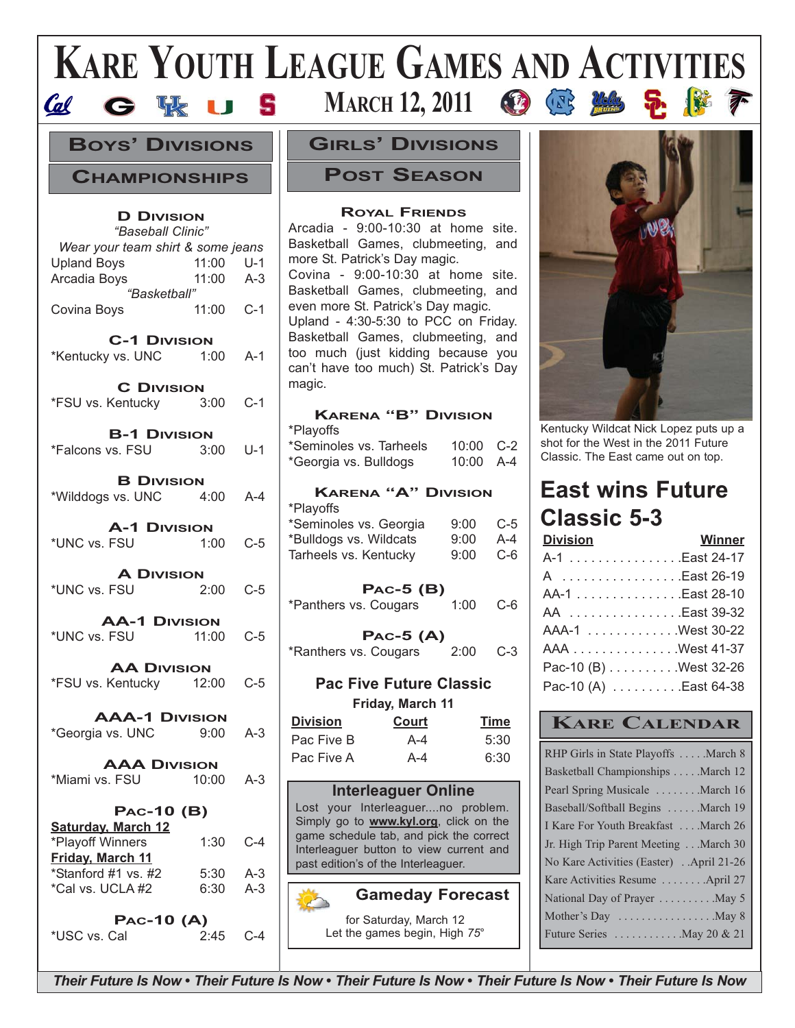# Kare Youth League Games and Activities

## March 12, 2011

## Boys' Divisions

## Championships

### D Division

*"Baseball Clinic"*

*Wear your team shirt & some jeans*

| | | |
|---|---|---|
| Upland Boys | 11:00 | U-1 |
| Arcadia Boys | 11:00 | A-3 |

*"Basketball"*

| | | |
|---|---|---|
| Covina Boys | 11:00 | C-1 |

### C-1 Division

| | | |
|---|---|---|
| *Kentucky vs. UNC | 1:00 | A-1 |

### C Division

| | | |
|---|---|---|
| *FSU vs. Kentucky | 3:00 | C-1 |

### B-1 Division

| | | |
|---|---|---|
| *Falcons vs. FSU | 3:00 | U-1 |

### B Division

| | | |
|---|---|---|
| *Wilddogs vs. UNC | 4:00 | A-4 |

### A-1 Division

| | | |
|---|---|---|
| *UNC vs. FSU | 1:00 | C-5 |

### A Division

| | | |
|---|---|---|
| *UNC vs. FSU | 2:00 | C-5 |

### AA-1 Division

| | | |
|---|---|---|
| *UNC vs. FSU | 11:00 | C-5 |

### AA Division

| | | |
|---|---|---|
| *FSU vs. Kentucky | 12:00 | C-5 |

### AAA-1 Division

| | | |
|---|---|---|
| *Georgia vs. UNC | 9:00 | A-3 |

### AAA Division

| | | |
|---|---|---|
| *Miami vs. FSU | 10:00 | A-3 |

### Pac-10 (B)

| | | |
|---|---|---|
| **Saturday, March 12** | | |
| *Playoff Winners | 1:30 | C-4 |
| **Friday, March 11** | | |
| *Stanford #1 vs. #2 | 5:30 | A-3 |
| *Cal vs. UCLA #2 | 6:30 | A-3 |

### Pac-10 (A)

| | | |
|---|---|---|
| *USC vs. Cal | 2:45 | C-4 |

## Girls' Divisions

## Post Season

### Royal Friends

Arcadia - 9:00-10:30 at home site. Basketball Games, clubmeeting, and more St. Patrick's Day magic.

Covina - 9:00-10:30 at home site. Basketball Games, clubmeeting, and even more St. Patrick's Day magic.

Upland - 4:30-5:30 to PCC on Friday. Basketball Games, clubmeeting, and too much (just kidding because you can't have too much) St. Patrick's Day magic.

### Karena "B" Division

*Playoffs

| | | |
|---|---|---|
| *Seminoles vs. Tarheels | 10:00 | C-2 |
| *Georgia vs. Bulldogs | 10:00 | A-4 |

### Karena "A" Division

*Playoffs

| | | |
|---|---|---|
| *Seminoles vs. Georgia | 9:00 | C-5 |
| *Bulldogs vs. Wildcats | 9:00 | A-4 |
| Tarheels vs. Kentucky | 9:00 | C-6 |

### Pac-5 (B)

| | | |
|---|---|---|
| *Panthers vs. Cougars | 1:00 | C-6 |

### Pac-5 (A)

| | | |
|---|---|---|
| *Ranthers vs. Cougars | 2:00 | C-3 |

### Pac Five Future Classic

**Friday, March 11**

| Division | Court | Time |
|---|---|---|
| Pac Five B | A-4 | 5:30 |
| Pac Five A | A-4 | 6:30 |

### Interleaguer Online

Lost your Interleaguer....no problem. Simply go to **www.kyl.org**, click on the game schedule tab, and pick the correct Interleaguer button to view current and past edition's of the Interleaguer.

### Gameday Forecast

for Saturday, March 12
Let the games begin, High 75°

Kentucky Wildcat Nick Lopez puts up a shot for the West in the 2011 Future Classic. The East came out on top.

## East wins Future Classic 5-3

| Division | Winner |
|---|---|
| A-1 | East 24-17 |
| A | East 26-19 |
| AA-1 | East 28-10 |
| AA | East 39-32 |
| AAA-1 | West 30-22 |
| AAA | West 41-37 |
| Pac-10 (B) | West 32-26 |
| Pac-10 (A) | East 64-38 |

## Kare Calendar

| | |
|---|---|
| RHP Girls in State Playoffs | March 8 |
| Basketball Championships | March 12 |
| Pearl Spring Musicale | March 16 |
| Baseball/Softball Begins | March 19 |
| I Kare For Youth Breakfast | March 26 |
| Jr. High Trip Parent Meeting | March 30 |
| No Kare Activities (Easter) | April 21-26 |
| Kare Activities Resume | April 27 |
| National Day of Prayer | May 5 |
| Mother's Day | May 8 |
| Future Series | May 20 & 21 |

*Their Future Is Now • Their Future Is Now • Their Future Is Now • Their Future Is Now • Their Future Is Now*